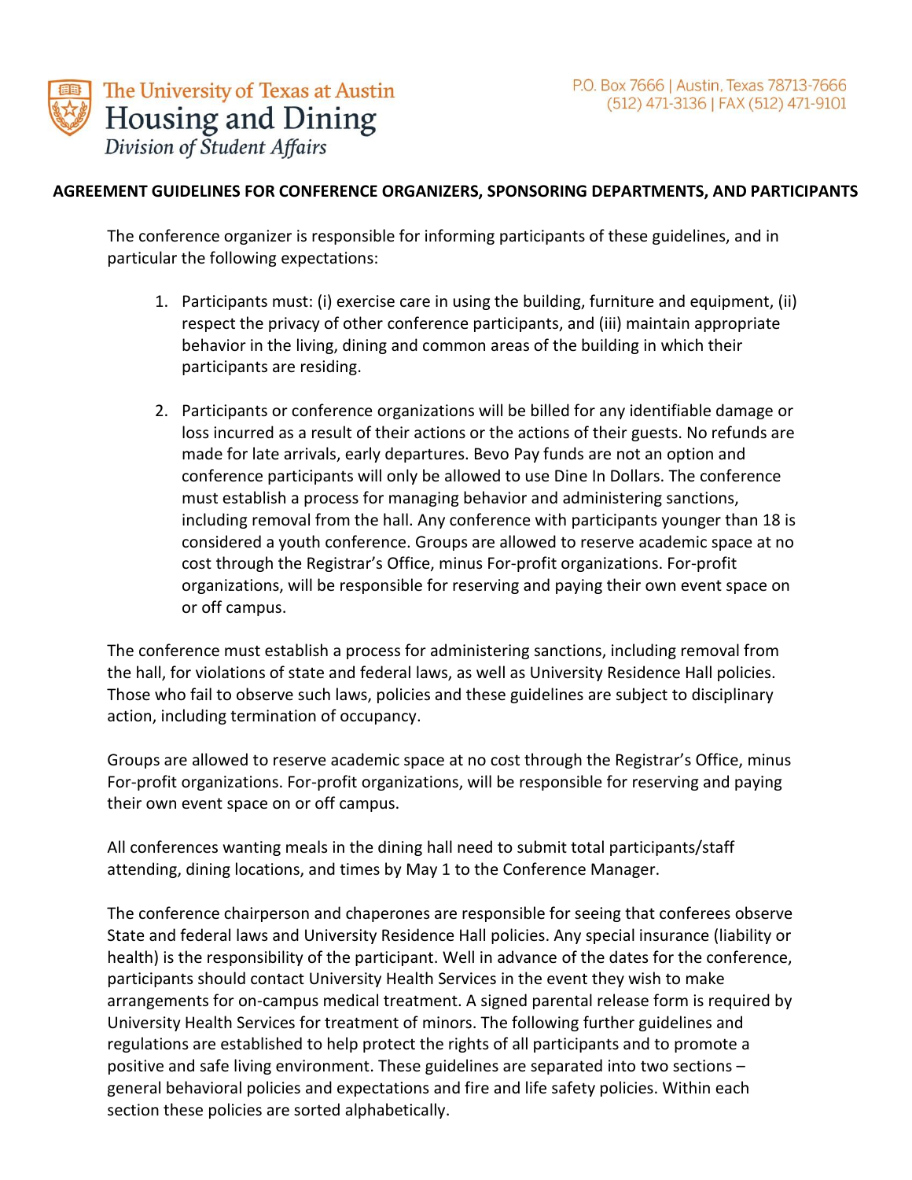The University of Texas at Austin
Housing and Dining
*Division of Student Affairs*

P.O. Box 7666 | Austin, Texas 78713-7666
(512) 471-3136 | FAX (512) 471-9101

## AGREEMENT GUIDELINES FOR CONFERENCE ORGANIZERS, SPONSORING DEPARTMENTS, AND PARTICIPANTS

The conference organizer is responsible for informing participants of these guidelines, and in particular the following expectations:

1. Participants must: (i) exercise care in using the building, furniture and equipment, (ii) respect the privacy of other conference participants, and (iii) maintain appropriate behavior in the living, dining and common areas of the building in which their participants are residing.

2. Participants or conference organizations will be billed for any identifiable damage or loss incurred as a result of their actions or the actions of their guests. No refunds are made for late arrivals, early departures. Bevo Pay funds are not an option and conference participants will only be allowed to use Dine In Dollars. The conference must establish a process for managing behavior and administering sanctions, including removal from the hall. Any conference with participants younger than 18 is considered a youth conference. Groups are allowed to reserve academic space at no cost through the Registrar's Office, minus For-profit organizations. For-profit organizations, will be responsible for reserving and paying their own event space on or off campus.

The conference must establish a process for administering sanctions, including removal from the hall, for violations of state and federal laws, as well as University Residence Hall policies. Those who fail to observe such laws, policies and these guidelines are subject to disciplinary action, including termination of occupancy.

Groups are allowed to reserve academic space at no cost through the Registrar's Office, minus For-profit organizations. For-profit organizations, will be responsible for reserving and paying their own event space on or off campus.

All conferences wanting meals in the dining hall need to submit total participants/staff attending, dining locations, and times by May 1 to the Conference Manager.

The conference chairperson and chaperones are responsible for seeing that conferees observe State and federal laws and University Residence Hall policies. Any special insurance (liability or health) is the responsibility of the participant. Well in advance of the dates for the conference, participants should contact University Health Services in the event they wish to make arrangements for on-campus medical treatment. A signed parental release form is required by University Health Services for treatment of minors. The following further guidelines and regulations are established to help protect the rights of all participants and to promote a positive and safe living environment. These guidelines are separated into two sections – general behavioral policies and expectations and fire and life safety policies. Within each section these policies are sorted alphabetically.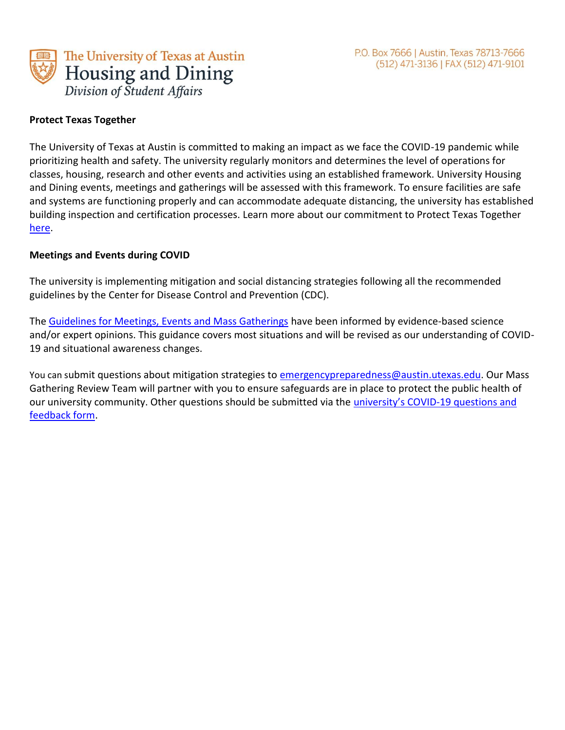**Protect Texas Together**

The University of Texas at Austin is committed to making an impact as we face the COVID-19 pandemic while prioritizing health and safety. The university regularly monitors and determines the level of operations for classes, housing, research and other events and activities using an established framework. University Housing and Dining events, meetings and gatherings will be assessed with this framework. To ensure facilities are safe and systems are functioning properly and can accommodate adequate distancing, the university has established building inspection and certification processes. Learn more about our commitment to Protect Texas Together here.

**Meetings and Events during COVID**

The university is implementing mitigation and social distancing strategies following all the recommended guidelines by the Center for Disease Control and Prevention (CDC).

The Guidelines for Meetings, Events and Mass Gatherings have been informed by evidence-based science and/or expert opinions. This guidance covers most situations and will be revised as our understanding of COVID-19 and situational awareness changes.

You can submit questions about mitigation strategies to emergencypreparedness@austin.utexas.edu. Our Mass Gathering Review Team will partner with you to ensure safeguards are in place to protect the public health of our university community. Other questions should be submitted via the university's COVID-19 questions and feedback form.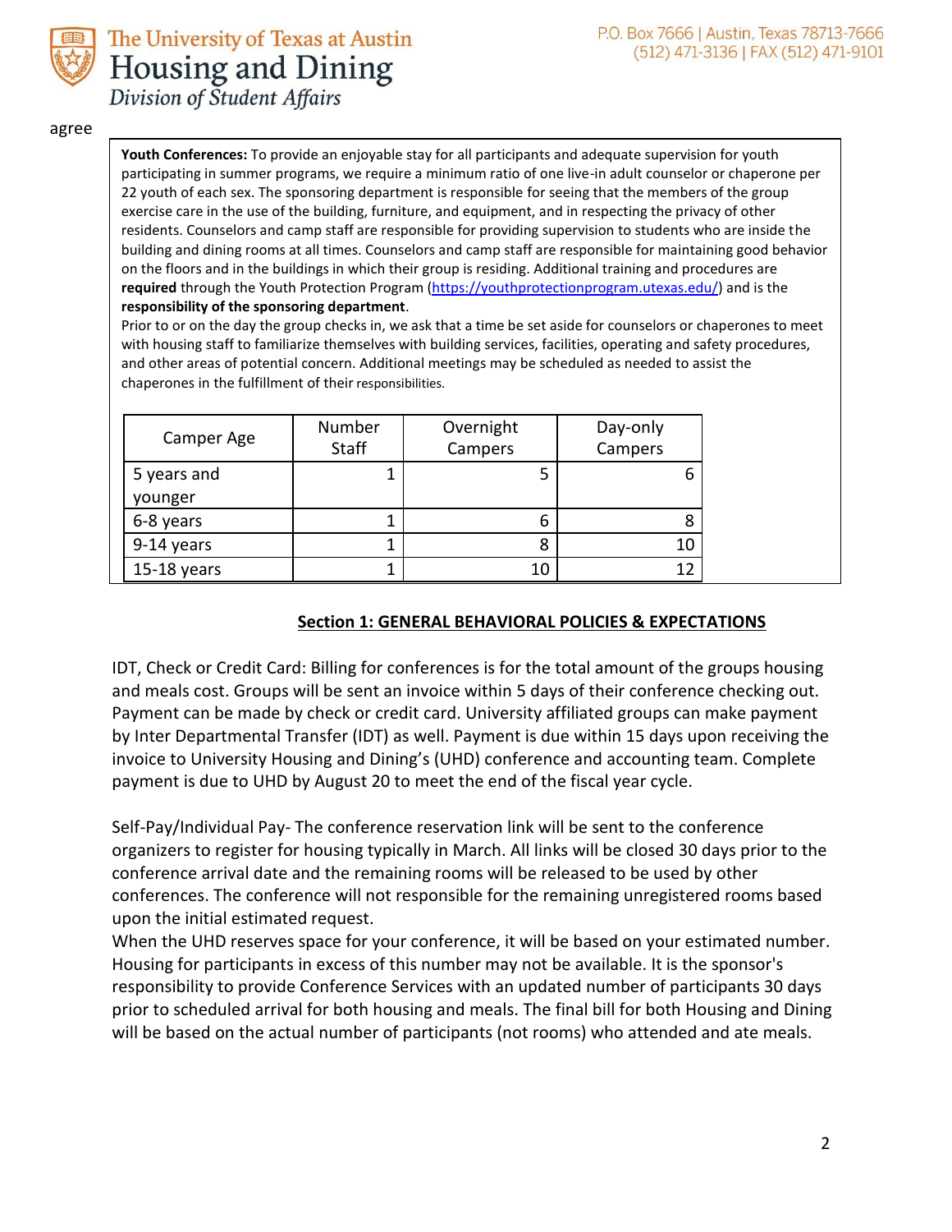agree

**Youth Conferences:** To provide an enjoyable stay for all participants and adequate supervision for youth participating in summer programs, we require a minimum ratio of one live-in adult counselor or chaperone per 22 youth of each sex. The sponsoring department is responsible for seeing that the members of the group exercise care in the use of the building, furniture, and equipment, and in respecting the privacy of other residents. Counselors and camp staff are responsible for providing supervision to students who are inside the building and dining rooms at all times. Counselors and camp staff are responsible for maintaining good behavior on the floors and in the buildings in which their group is residing. Additional training and procedures are **required** through the Youth Protection Program (https://youthprotectionprogram.utexas.edu/) and is the **responsibility of the sponsoring department**.

Prior to or on the day the group checks in, we ask that a time be set aside for counselors or chaperones to meet with housing staff to familiarize themselves with building services, facilities, operating and safety procedures, and other areas of potential concern. Additional meetings may be scheduled as needed to assist the chaperones in the fulfillment of their responsibilities.

| Camper Age | Number Staff | Overnight Campers | Day-only Campers |
|---|---|---|---|
| 5 years and younger | 1 | 5 | 6 |
| 6-8 years | 1 | 6 | 8 |
| 9-14 years | 1 | 8 | 10 |
| 15-18 years | 1 | 10 | 12 |

## Section 1: GENERAL BEHAVIORAL POLICIES & EXPECTATIONS

IDT, Check or Credit Card: Billing for conferences is for the total amount of the groups housing and meals cost. Groups will be sent an invoice within 5 days of their conference checking out. Payment can be made by check or credit card. University affiliated groups can make payment by Inter Departmental Transfer (IDT) as well. Payment is due within 15 days upon receiving the invoice to University Housing and Dining's (UHD) conference and accounting team. Complete payment is due to UHD by August 20 to meet the end of the fiscal year cycle.

Self-Pay/Individual Pay- The conference reservation link will be sent to the conference organizers to register for housing typically in March. All links will be closed 30 days prior to the conference arrival date and the remaining rooms will be released to be used by other conferences. The conference will not responsible for the remaining unregistered rooms based upon the initial estimated request.

When the UHD reserves space for your conference, it will be based on your estimated number. Housing for participants in excess of this number may not be available. It is the sponsor's responsibility to provide Conference Services with an updated number of participants 30 days prior to scheduled arrival for both housing and meals. The final bill for both Housing and Dining will be based on the actual number of participants (not rooms) who attended and ate meals.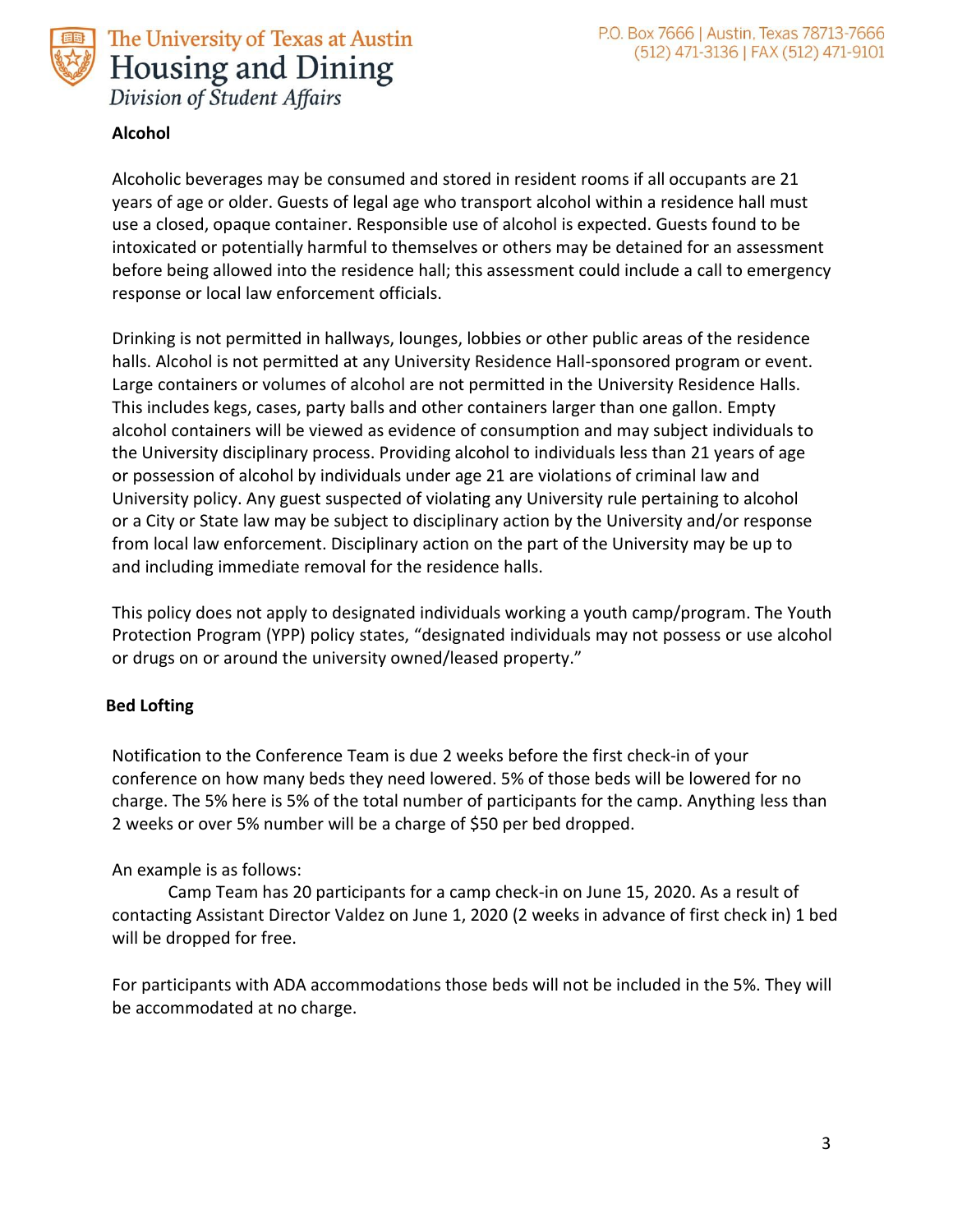**Alcohol**

Alcoholic beverages may be consumed and stored in resident rooms if all occupants are 21 years of age or older. Guests of legal age who transport alcohol within a residence hall must use a closed, opaque container. Responsible use of alcohol is expected. Guests found to be intoxicated or potentially harmful to themselves or others may be detained for an assessment before being allowed into the residence hall; this assessment could include a call to emergency response or local law enforcement officials.

Drinking is not permitted in hallways, lounges, lobbies or other public areas of the residence halls. Alcohol is not permitted at any University Residence Hall-sponsored program or event. Large containers or volumes of alcohol are not permitted in the University Residence Halls. This includes kegs, cases, party balls and other containers larger than one gallon. Empty alcohol containers will be viewed as evidence of consumption and may subject individuals to the University disciplinary process. Providing alcohol to individuals less than 21 years of age or possession of alcohol by individuals under age 21 are violations of criminal law and University policy. Any guest suspected of violating any University rule pertaining to alcohol or a City or State law may be subject to disciplinary action by the University and/or response from local law enforcement. Disciplinary action on the part of the University may be up to and including immediate removal for the residence halls.

This policy does not apply to designated individuals working a youth camp/program. The Youth Protection Program (YPP) policy states, "designated individuals may not possess or use alcohol or drugs on or around the university owned/leased property."

**Bed Lofting**

Notification to the Conference Team is due 2 weeks before the first check-in of your conference on how many beds they need lowered. 5% of those beds will be lowered for no charge. The 5% here is 5% of the total number of participants for the camp. Anything less than 2 weeks or over 5% number will be a charge of $50 per bed dropped.

An example is as follows:

Camp Team has 20 participants for a camp check-in on June 15, 2020. As a result of contacting Assistant Director Valdez on June 1, 2020 (2 weeks in advance of first check in) 1 bed will be dropped for free.

For participants with ADA accommodations those beds will not be included in the 5%. They will be accommodated at no charge.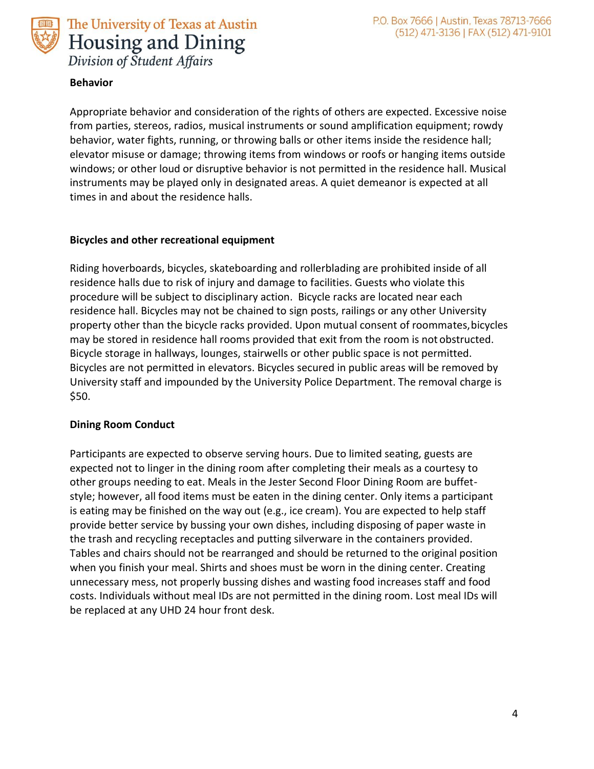**Behavior**

Appropriate behavior and consideration of the rights of others are expected. Excessive noise from parties, stereos, radios, musical instruments or sound amplification equipment; rowdy behavior, water fights, running, or throwing balls or other items inside the residence hall; elevator misuse or damage; throwing items from windows or roofs or hanging items outside windows; or other loud or disruptive behavior is not permitted in the residence hall. Musical instruments may be played only in designated areas. A quiet demeanor is expected at all times in and about the residence halls.

**Bicycles and other recreational equipment**

Riding hoverboards, bicycles, skateboarding and rollerblading are prohibited inside of all residence halls due to risk of injury and damage to facilities. Guests who violate this procedure will be subject to disciplinary action. Bicycle racks are located near each residence hall. Bicycles may not be chained to sign posts, railings or any other University property other than the bicycle racks provided. Upon mutual consent of roommates, bicycles may be stored in residence hall rooms provided that exit from the room is not obstructed. Bicycle storage in hallways, lounges, stairwells or other public space is not permitted. Bicycles are not permitted in elevators. Bicycles secured in public areas will be removed by University staff and impounded by the University Police Department. The removal charge is $50.

**Dining Room Conduct**

Participants are expected to observe serving hours. Due to limited seating, guests are expected not to linger in the dining room after completing their meals as a courtesy to other groups needing to eat. Meals in the Jester Second Floor Dining Room are buffet-style; however, all food items must be eaten in the dining center. Only items a participant is eating may be finished on the way out (e.g., ice cream). You are expected to help staff provide better service by bussing your own dishes, including disposing of paper waste in the trash and recycling receptacles and putting silverware in the containers provided. Tables and chairs should not be rearranged and should be returned to the original position when you finish your meal. Shirts and shoes must be worn in the dining center. Creating unnecessary mess, not properly bussing dishes and wasting food increases staff and food costs. Individuals without meal IDs are not permitted in the dining room. Lost meal IDs will be replaced at any UHD 24 hour front desk.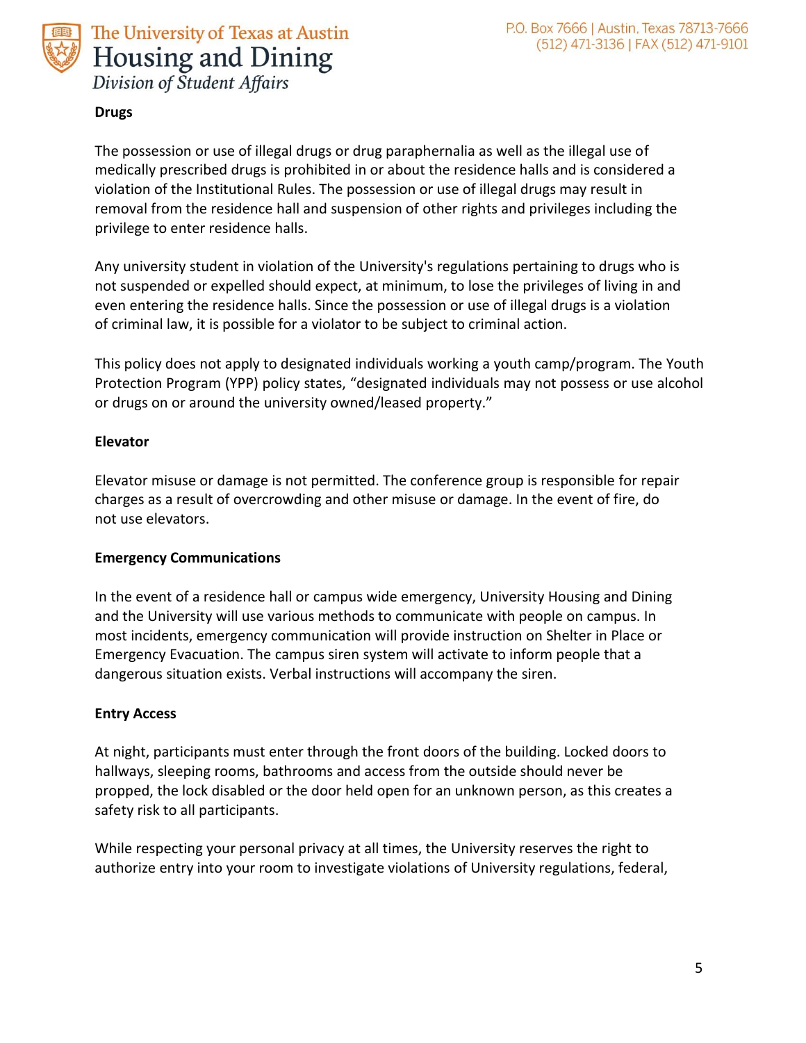**Drugs**

The possession or use of illegal drugs or drug paraphernalia as well as the illegal use of medically prescribed drugs is prohibited in or about the residence halls and is considered a violation of the Institutional Rules. The possession or use of illegal drugs may result in removal from the residence hall and suspension of other rights and privileges including the privilege to enter residence halls.

Any university student in violation of the University's regulations pertaining to drugs who is not suspended or expelled should expect, at minimum, to lose the privileges of living in and even entering the residence halls. Since the possession or use of illegal drugs is a violation of criminal law, it is possible for a violator to be subject to criminal action.

This policy does not apply to designated individuals working a youth camp/program. The Youth Protection Program (YPP) policy states, "designated individuals may not possess or use alcohol or drugs on or around the university owned/leased property."

**Elevator**

Elevator misuse or damage is not permitted. The conference group is responsible for repair charges as a result of overcrowding and other misuse or damage. In the event of fire, do not use elevators.

**Emergency Communications**

In the event of a residence hall or campus wide emergency, University Housing and Dining and the University will use various methods to communicate with people on campus. In most incidents, emergency communication will provide instruction on Shelter in Place or Emergency Evacuation. The campus siren system will activate to inform people that a dangerous situation exists. Verbal instructions will accompany the siren.

**Entry Access**

At night, participants must enter through the front doors of the building. Locked doors to hallways, sleeping rooms, bathrooms and access from the outside should never be propped, the lock disabled or the door held open for an unknown person, as this creates a safety risk to all participants.

While respecting your personal privacy at all times, the University reserves the right to authorize entry into your room to investigate violations of University regulations, federal,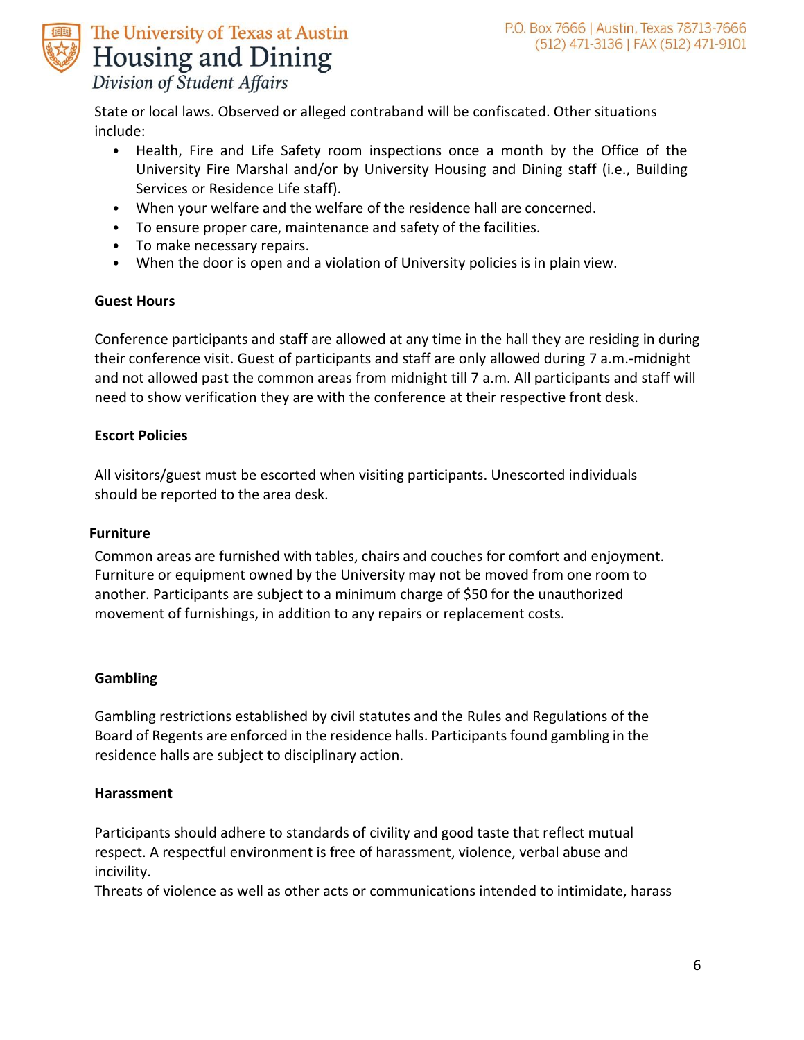State or local laws. Observed or alleged contraband will be confiscated. Other situations include:

- Health, Fire and Life Safety room inspections once a month by the Office of the University Fire Marshal and/or by University Housing and Dining staff (i.e., Building Services or Residence Life staff).
- When your welfare and the welfare of the residence hall are concerned.
- To ensure proper care, maintenance and safety of the facilities.
- To make necessary repairs.
- When the door is open and a violation of University policies is in plain view.

**Guest Hours**

Conference participants and staff are allowed at any time in the hall they are residing in during their conference visit. Guest of participants and staff are only allowed during 7 a.m.-midnight and not allowed past the common areas from midnight till 7 a.m. All participants and staff will need to show verification they are with the conference at their respective front desk.

**Escort Policies**

All visitors/guest must be escorted when visiting participants. Unescorted individuals should be reported to the area desk.

**Furniture**

Common areas are furnished with tables, chairs and couches for comfort and enjoyment. Furniture or equipment owned by the University may not be moved from one room to another. Participants are subject to a minimum charge of $50 for the unauthorized movement of furnishings, in addition to any repairs or replacement costs.

**Gambling**

Gambling restrictions established by civil statutes and the Rules and Regulations of the Board of Regents are enforced in the residence halls. Participants found gambling in the residence halls are subject to disciplinary action.

**Harassment**

Participants should adhere to standards of civility and good taste that reflect mutual respect. A respectful environment is free of harassment, violence, verbal abuse and incivility.
Threats of violence as well as other acts or communications intended to intimidate, harass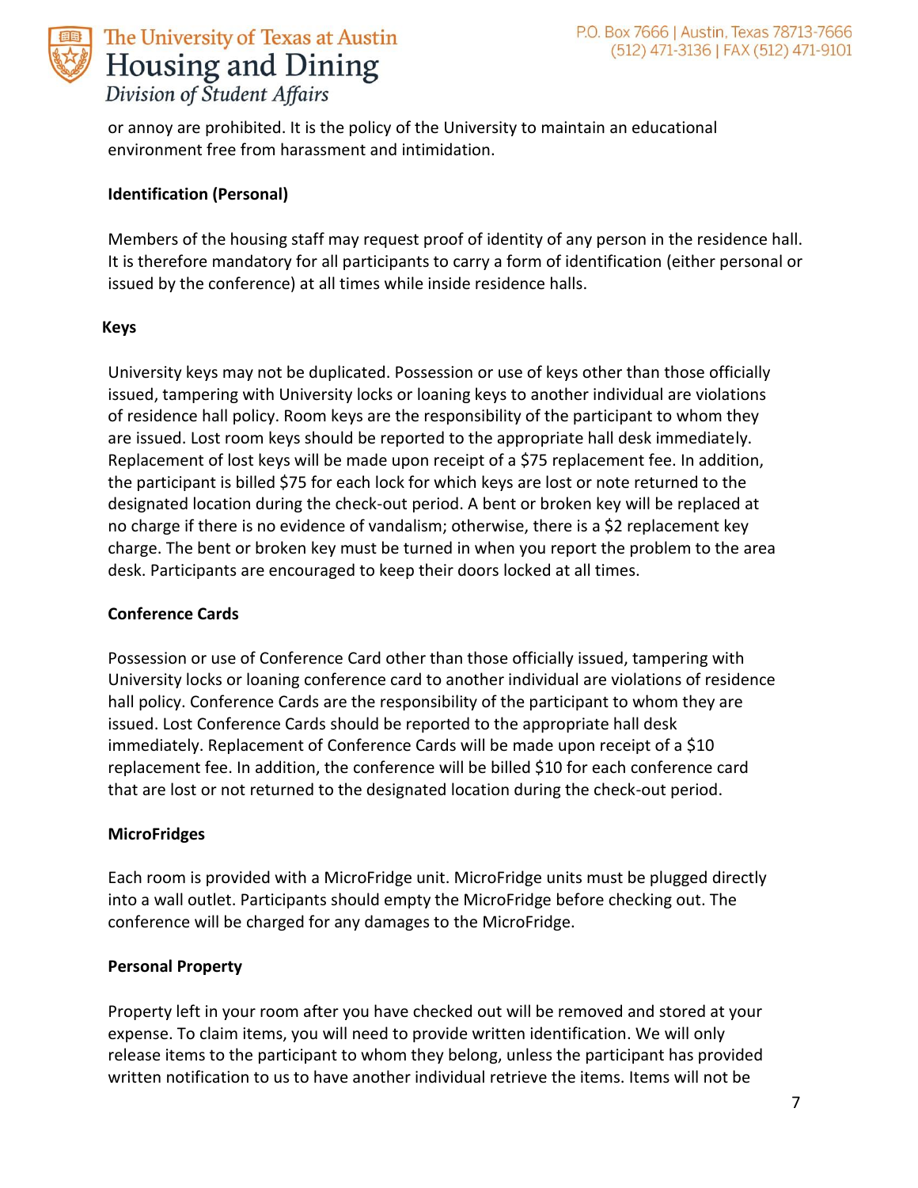or annoy are prohibited. It is the policy of the University to maintain an educational environment free from harassment and intimidation.

**Identification (Personal)**

Members of the housing staff may request proof of identity of any person in the residence hall. It is therefore mandatory for all participants to carry a form of identification (either personal or issued by the conference) at all times while inside residence halls.

**Keys**

University keys may not be duplicated. Possession or use of keys other than those officially issued, tampering with University locks or loaning keys to another individual are violations of residence hall policy. Room keys are the responsibility of the participant to whom they are issued. Lost room keys should be reported to the appropriate hall desk immediately. Replacement of lost keys will be made upon receipt of a $75 replacement fee. In addition, the participant is billed $75 for each lock for which keys are lost or note returned to the designated location during the check-out period. A bent or broken key will be replaced at no charge if there is no evidence of vandalism; otherwise, there is a $2 replacement key charge. The bent or broken key must be turned in when you report the problem to the area desk. Participants are encouraged to keep their doors locked at all times.

**Conference Cards**

Possession or use of Conference Card other than those officially issued, tampering with University locks or loaning conference card to another individual are violations of residence hall policy. Conference Cards are the responsibility of the participant to whom they are issued. Lost Conference Cards should be reported to the appropriate hall desk immediately. Replacement of Conference Cards will be made upon receipt of a $10 replacement fee. In addition, the conference will be billed $10 for each conference card that are lost or not returned to the designated location during the check-out period.

**MicroFridges**

Each room is provided with a MicroFridge unit. MicroFridge units must be plugged directly into a wall outlet. Participants should empty the MicroFridge before checking out. The conference will be charged for any damages to the MicroFridge.

**Personal Property**

Property left in your room after you have checked out will be removed and stored at your expense. To claim items, you will need to provide written identification. We will only release items to the participant to whom they belong, unless the participant has provided written notification to us to have another individual retrieve the items. Items will not be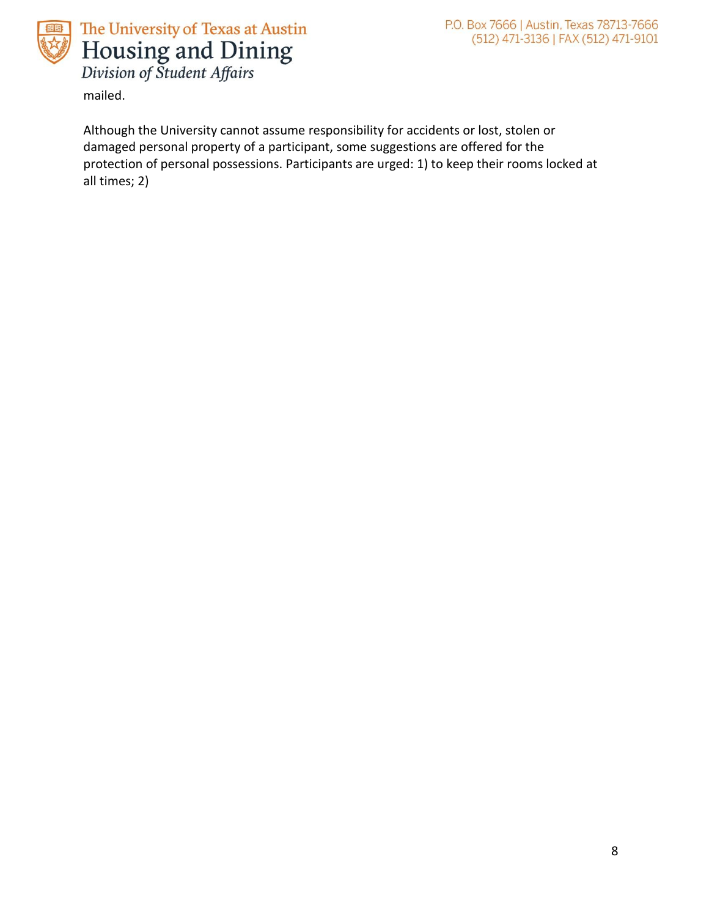mailed.

Although the University cannot assume responsibility for accidents or lost, stolen or damaged personal property of a participant, some suggestions are offered for the protection of personal possessions. Participants are urged: 1) to keep their rooms locked at all times; 2)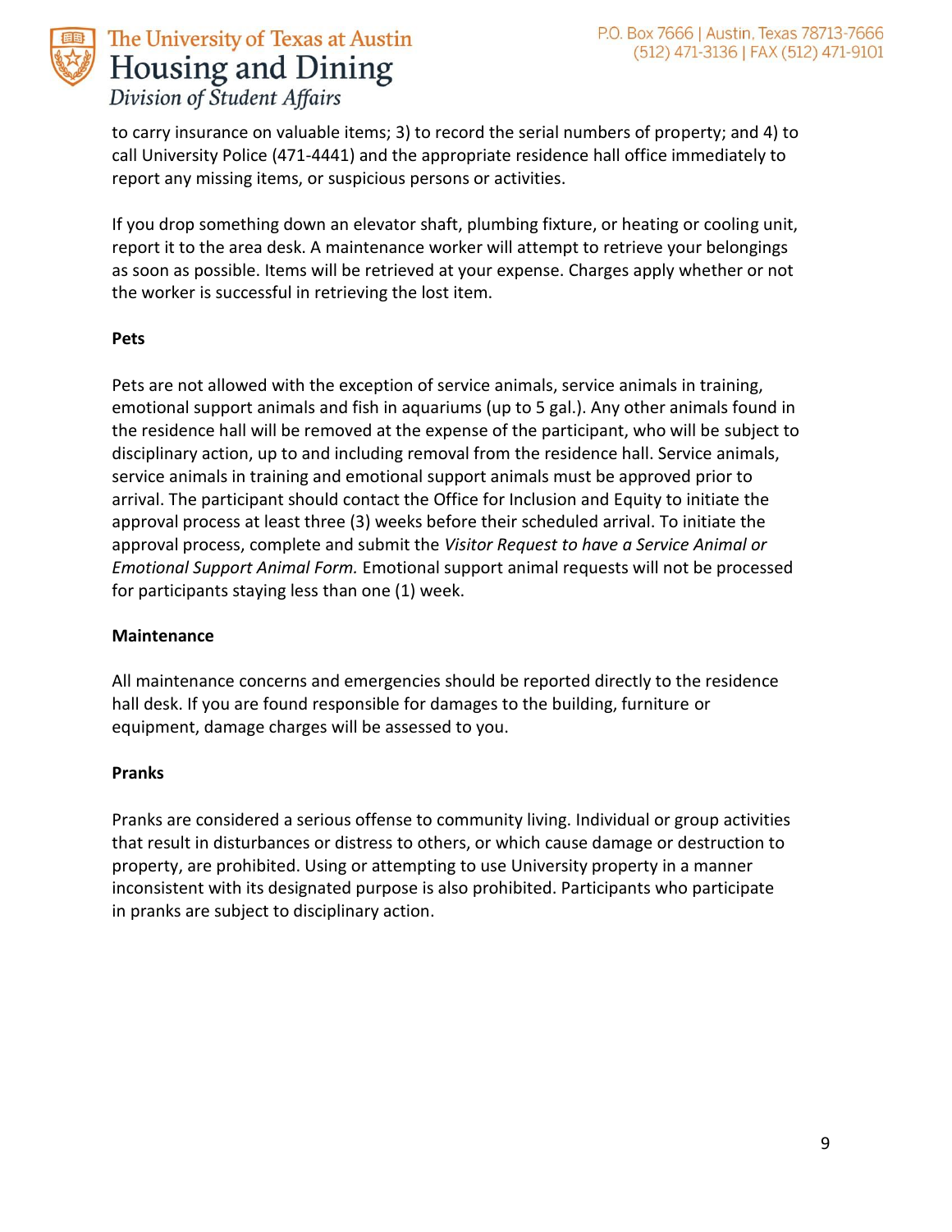to carry insurance on valuable items; 3) to record the serial numbers of property; and 4) to call University Police (471-4441) and the appropriate residence hall office immediately to report any missing items, or suspicious persons or activities.

If you drop something down an elevator shaft, plumbing fixture, or heating or cooling unit, report it to the area desk. A maintenance worker will attempt to retrieve your belongings as soon as possible. Items will be retrieved at your expense. Charges apply whether or not the worker is successful in retrieving the lost item.

**Pets**

Pets are not allowed with the exception of service animals, service animals in training, emotional support animals and fish in aquariums (up to 5 gal.). Any other animals found in the residence hall will be removed at the expense of the participant, who will be subject to disciplinary action, up to and including removal from the residence hall. Service animals, service animals in training and emotional support animals must be approved prior to arrival. The participant should contact the Office for Inclusion and Equity to initiate the approval process at least three (3) weeks before their scheduled arrival. To initiate the approval process, complete and submit the *Visitor Request to have a Service Animal or Emotional Support Animal Form.* Emotional support animal requests will not be processed for participants staying less than one (1) week.

**Maintenance**

All maintenance concerns and emergencies should be reported directly to the residence hall desk. If you are found responsible for damages to the building, furniture or equipment, damage charges will be assessed to you.

**Pranks**

Pranks are considered a serious offense to community living. Individual or group activities that result in disturbances or distress to others, or which cause damage or destruction to property, are prohibited. Using or attempting to use University property in a manner inconsistent with its designated purpose is also prohibited. Participants who participate in pranks are subject to disciplinary action.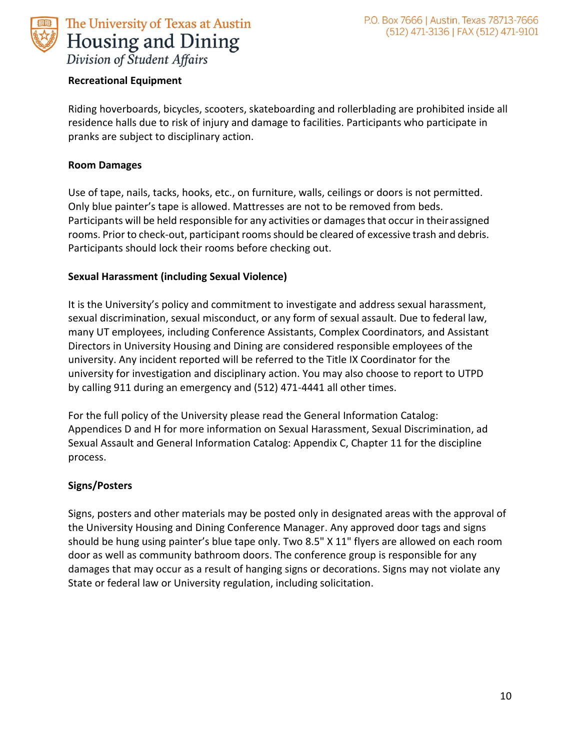**Recreational Equipment**

Riding hoverboards, bicycles, scooters, skateboarding and rollerblading are prohibited inside all residence halls due to risk of injury and damage to facilities. Participants who participate in pranks are subject to disciplinary action.

**Room Damages**

Use of tape, nails, tacks, hooks, etc., on furniture, walls, ceilings or doors is not permitted. Only blue painter's tape is allowed. Mattresses are not to be removed from beds. Participants will be held responsible for any activities or damages that occur in their assigned rooms. Prior to check-out, participant rooms should be cleared of excessive trash and debris. Participants should lock their rooms before checking out.

**Sexual Harassment (including Sexual Violence)**

It is the University's policy and commitment to investigate and address sexual harassment, sexual discrimination, sexual misconduct, or any form of sexual assault. Due to federal law, many UT employees, including Conference Assistants, Complex Coordinators, and Assistant Directors in University Housing and Dining are considered responsible employees of the university. Any incident reported will be referred to the Title IX Coordinator for the university for investigation and disciplinary action. You may also choose to report to UTPD by calling 911 during an emergency and (512) 471-4441 all other times.

For the full policy of the University please read the General Information Catalog: Appendices D and H for more information on Sexual Harassment, Sexual Discrimination, ad Sexual Assault and General Information Catalog: Appendix C, Chapter 11 for the discipline process.

**Signs/Posters**

Signs, posters and other materials may be posted only in designated areas with the approval of the University Housing and Dining Conference Manager. Any approved door tags and signs should be hung using painter's blue tape only. Two 8.5" X 11" flyers are allowed on each room door as well as community bathroom doors. The conference group is responsible for any damages that may occur as a result of hanging signs or decorations. Signs may not violate any State or federal law or University regulation, including solicitation.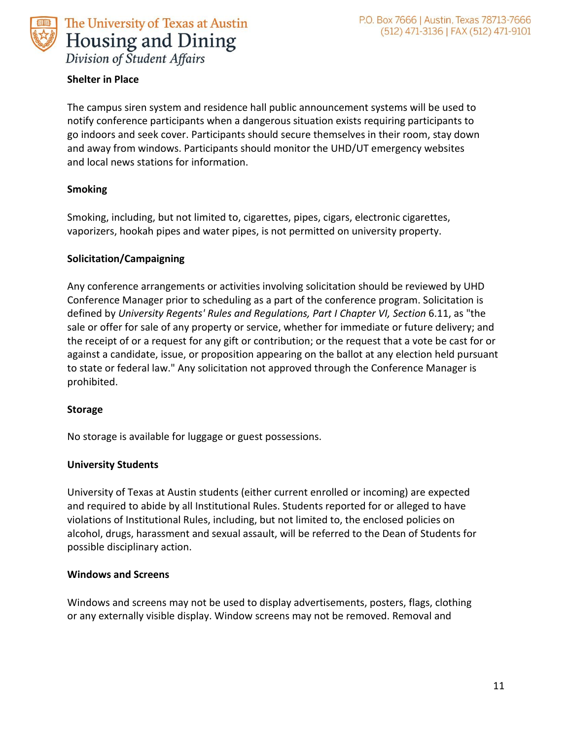**Shelter in Place**

The campus siren system and residence hall public announcement systems will be used to notify conference participants when a dangerous situation exists requiring participants to go indoors and seek cover. Participants should secure themselves in their room, stay down and away from windows. Participants should monitor the UHD/UT emergency websites and local news stations for information.

**Smoking**

Smoking, including, but not limited to, cigarettes, pipes, cigars, electronic cigarettes, vaporizers, hookah pipes and water pipes, is not permitted on university property.

**Solicitation/Campaigning**

Any conference arrangements or activities involving solicitation should be reviewed by UHD Conference Manager prior to scheduling as a part of the conference program. Solicitation is defined by *University Regents' Rules and Regulations, Part I Chapter VI, Section* 6.11, as "the sale or offer for sale of any property or service, whether for immediate or future delivery; and the receipt of or a request for any gift or contribution; or the request that a vote be cast for or against a candidate, issue, or proposition appearing on the ballot at any election held pursuant to state or federal law." Any solicitation not approved through the Conference Manager is prohibited.

**Storage**

No storage is available for luggage or guest possessions.

**University Students**

University of Texas at Austin students (either current enrolled or incoming) are expected and required to abide by all Institutional Rules. Students reported for or alleged to have violations of Institutional Rules, including, but not limited to, the enclosed policies on alcohol, drugs, harassment and sexual assault, will be referred to the Dean of Students for possible disciplinary action.

**Windows and Screens**

Windows and screens may not be used to display advertisements, posters, flags, clothing or any externally visible display. Window screens may not be removed. Removal and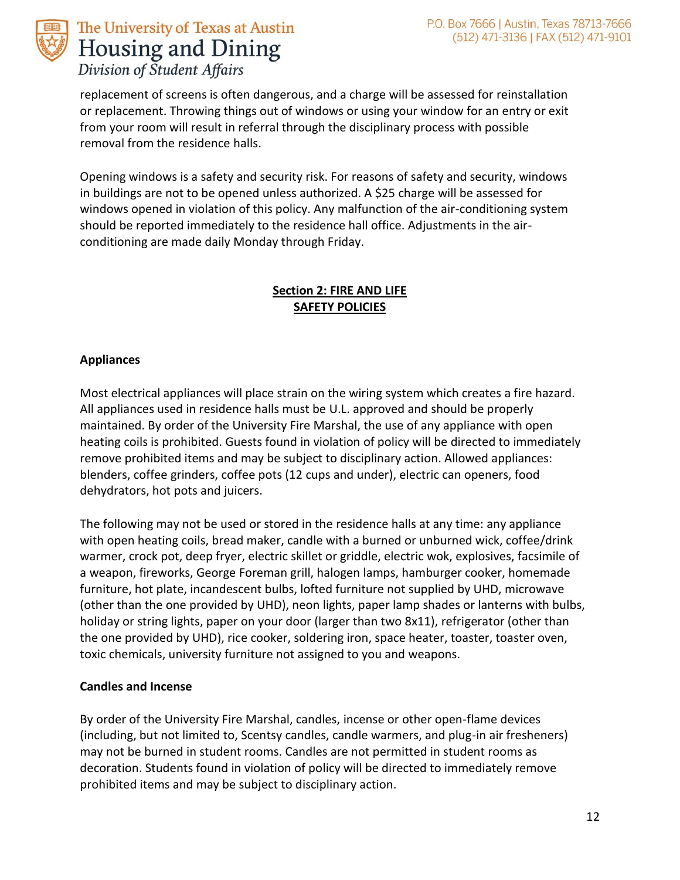replacement of screens is often dangerous, and a charge will be assessed for reinstallation or replacement. Throwing things out of windows or using your window for an entry or exit from your room will result in referral through the disciplinary process with possible removal from the residence halls.

Opening windows is a safety and security risk. For reasons of safety and security, windows in buildings are not to be opened unless authorized. A $25 charge will be assessed for windows opened in violation of this policy. Any malfunction of the air-conditioning system should be reported immediately to the residence hall office. Adjustments in the air-conditioning are made daily Monday through Friday.

## Section 2: FIRE AND LIFE SAFETY POLICIES

### Appliances

Most electrical appliances will place strain on the wiring system which creates a fire hazard. All appliances used in residence halls must be U.L. approved and should be properly maintained. By order of the University Fire Marshal, the use of any appliance with open heating coils is prohibited. Guests found in violation of policy will be directed to immediately remove prohibited items and may be subject to disciplinary action. Allowed appliances: blenders, coffee grinders, coffee pots (12 cups and under), electric can openers, food dehydrators, hot pots and juicers.

The following may not be used or stored in the residence halls at any time: any appliance with open heating coils, bread maker, candle with a burned or unburned wick, coffee/drink warmer, crock pot, deep fryer, electric skillet or griddle, electric wok, explosives, facsimile of a weapon, fireworks, George Foreman grill, halogen lamps, hamburger cooker, homemade furniture, hot plate, incandescent bulbs, lofted furniture not supplied by UHD, microwave (other than the one provided by UHD), neon lights, paper lamp shades or lanterns with bulbs, holiday or string lights, paper on your door (larger than two 8x11), refrigerator (other than the one provided by UHD), rice cooker, soldering iron, space heater, toaster, toaster oven, toxic chemicals, university furniture not assigned to you and weapons.

### Candles and Incense

By order of the University Fire Marshal, candles, incense or other open-flame devices (including, but not limited to, Scentsy candles, candle warmers, and plug-in air fresheners) may not be burned in student rooms. Candles are not permitted in student rooms as decoration. Students found in violation of policy will be directed to immediately remove prohibited items and may be subject to disciplinary action.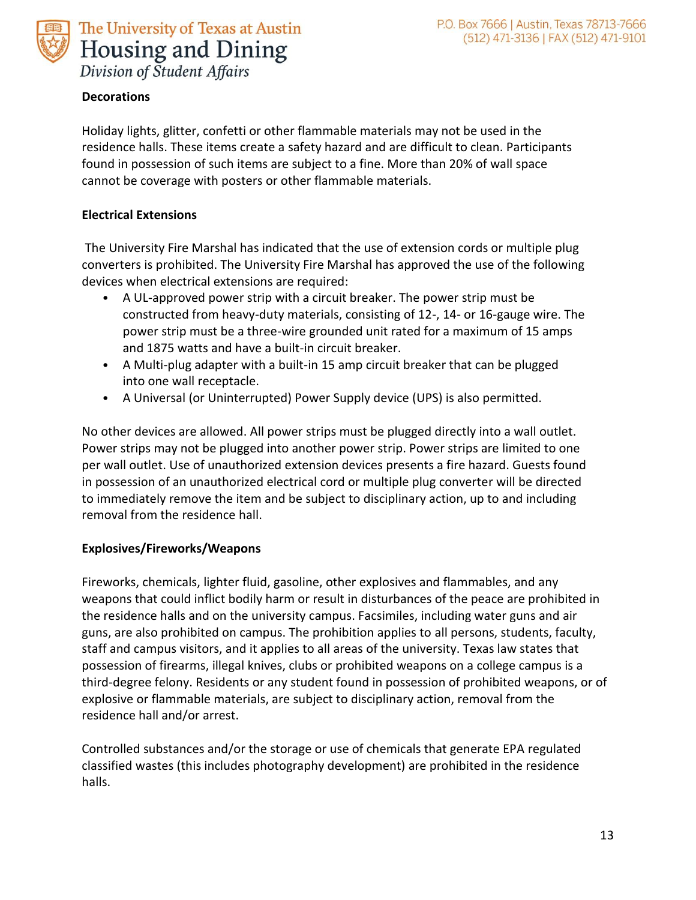**Decorations**

Holiday lights, glitter, confetti or other flammable materials may not be used in the residence halls. These items create a safety hazard and are difficult to clean. Participants found in possession of such items are subject to a fine. More than 20% of wall space cannot be coverage with posters or other flammable materials.

**Electrical Extensions**

The University Fire Marshal has indicated that the use of extension cords or multiple plug converters is prohibited. The University Fire Marshal has approved the use of the following devices when electrical extensions are required:

- A UL-approved power strip with a circuit breaker. The power strip must be constructed from heavy-duty materials, consisting of 12-, 14- or 16-gauge wire. The power strip must be a three-wire grounded unit rated for a maximum of 15 amps and 1875 watts and have a built-in circuit breaker.
- A Multi-plug adapter with a built-in 15 amp circuit breaker that can be plugged into one wall receptacle.
- A Universal (or Uninterrupted) Power Supply device (UPS) is also permitted.

No other devices are allowed. All power strips must be plugged directly into a wall outlet. Power strips may not be plugged into another power strip. Power strips are limited to one per wall outlet. Use of unauthorized extension devices presents a fire hazard. Guests found in possession of an unauthorized electrical cord or multiple plug converter will be directed to immediately remove the item and be subject to disciplinary action, up to and including removal from the residence hall.

**Explosives/Fireworks/Weapons**

Fireworks, chemicals, lighter fluid, gasoline, other explosives and flammables, and any weapons that could inflict bodily harm or result in disturbances of the peace are prohibited in the residence halls and on the university campus. Facsimiles, including water guns and air guns, are also prohibited on campus. The prohibition applies to all persons, students, faculty, staff and campus visitors, and it applies to all areas of the university. Texas law states that possession of firearms, illegal knives, clubs or prohibited weapons on a college campus is a third-degree felony. Residents or any student found in possession of prohibited weapons, or of explosive or flammable materials, are subject to disciplinary action, removal from the residence hall and/or arrest.

Controlled substances and/or the storage or use of chemicals that generate EPA regulated classified wastes (this includes photography development) are prohibited in the residence halls.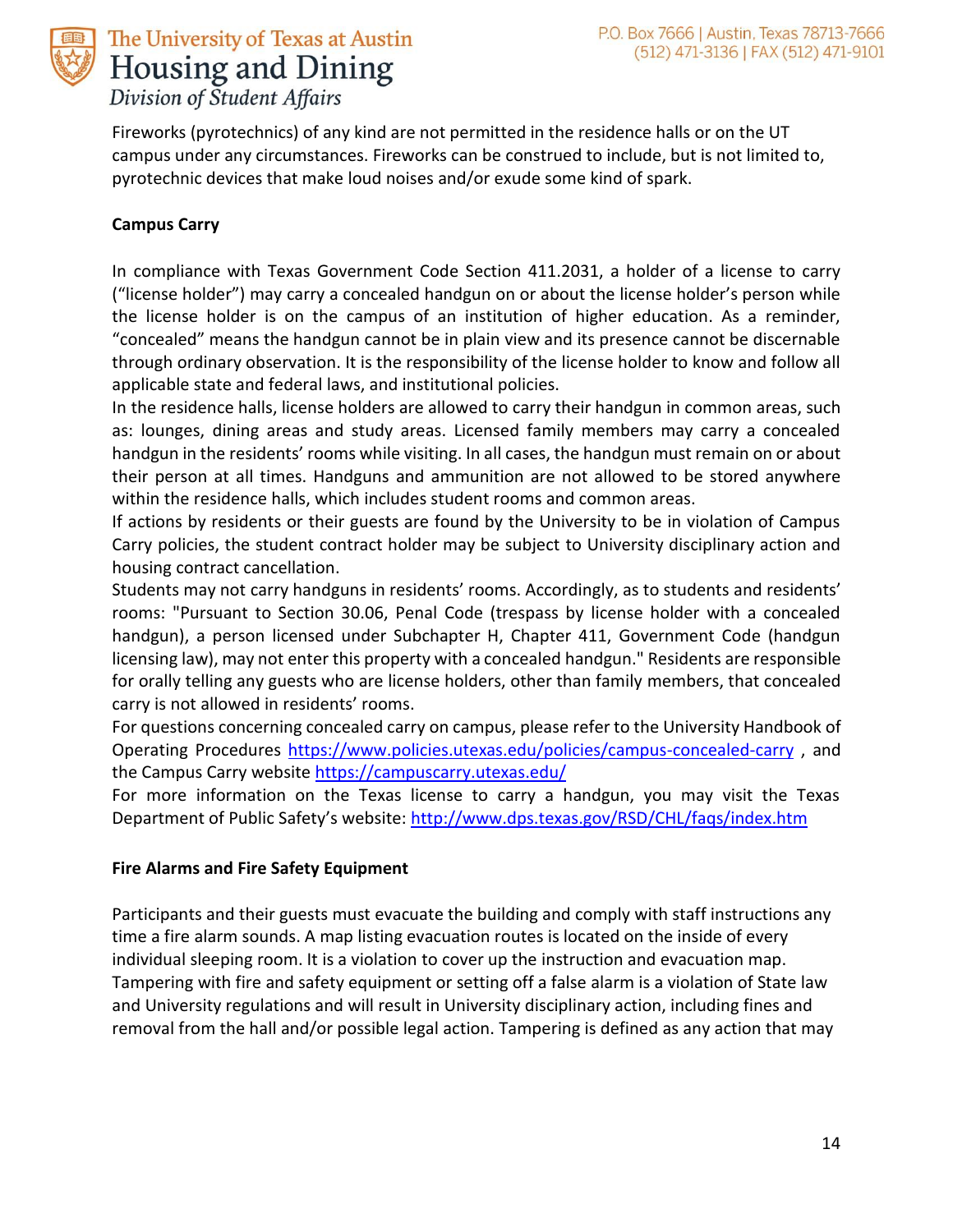Fireworks (pyrotechnics) of any kind are not permitted in the residence halls or on the UT campus under any circumstances. Fireworks can be construed to include, but is not limited to, pyrotechnic devices that make loud noises and/or exude some kind of spark.

**Campus Carry**

In compliance with Texas Government Code Section 411.2031, a holder of a license to carry ("license holder") may carry a concealed handgun on or about the license holder's person while the license holder is on the campus of an institution of higher education. As a reminder, "concealed" means the handgun cannot be in plain view and its presence cannot be discernable through ordinary observation. It is the responsibility of the license holder to know and follow all applicable state and federal laws, and institutional policies.

In the residence halls, license holders are allowed to carry their handgun in common areas, such as: lounges, dining areas and study areas. Licensed family members may carry a concealed handgun in the residents' rooms while visiting. In all cases, the handgun must remain on or about their person at all times. Handguns and ammunition are not allowed to be stored anywhere within the residence halls, which includes student rooms and common areas.

If actions by residents or their guests are found by the University to be in violation of Campus Carry policies, the student contract holder may be subject to University disciplinary action and housing contract cancellation.

Students may not carry handguns in residents' rooms. Accordingly, as to students and residents' rooms: "Pursuant to Section 30.06, Penal Code (trespass by license holder with a concealed handgun), a person licensed under Subchapter H, Chapter 411, Government Code (handgun licensing law), may not enter this property with a concealed handgun." Residents are responsible for orally telling any guests who are license holders, other than family members, that concealed carry is not allowed in residents' rooms.

For questions concerning concealed carry on campus, please refer to the University Handbook of Operating Procedures https://www.policies.utexas.edu/policies/campus-concealed-carry , and the Campus Carry website https://campuscarry.utexas.edu/

For more information on the Texas license to carry a handgun, you may visit the Texas Department of Public Safety's website: http://www.dps.texas.gov/RSD/CHL/faqs/index.htm

**Fire Alarms and Fire Safety Equipment**

Participants and their guests must evacuate the building and comply with staff instructions any time a fire alarm sounds. A map listing evacuation routes is located on the inside of every individual sleeping room. It is a violation to cover up the instruction and evacuation map. Tampering with fire and safety equipment or setting off a false alarm is a violation of State law and University regulations and will result in University disciplinary action, including fines and removal from the hall and/or possible legal action. Tampering is defined as any action that may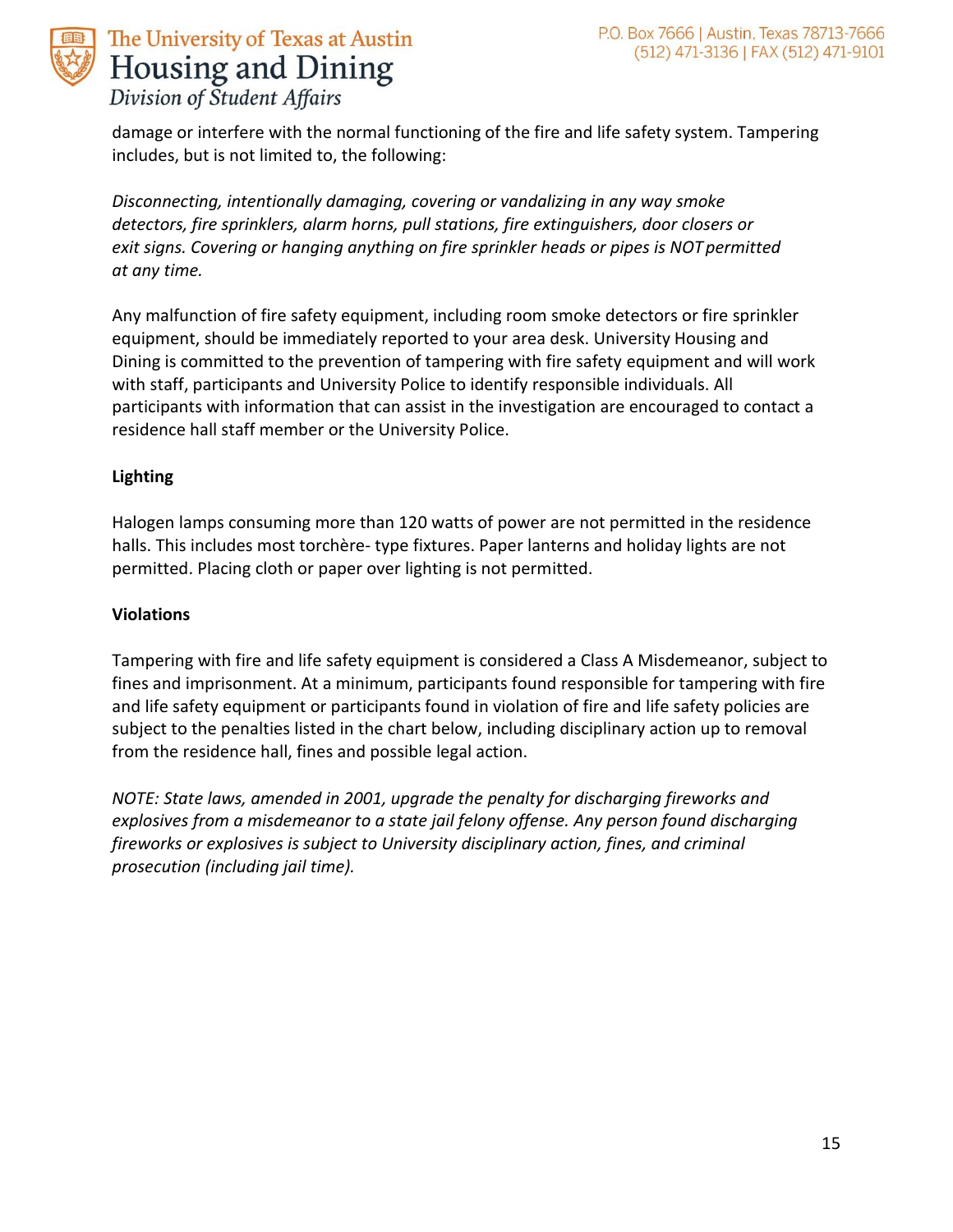damage or interfere with the normal functioning of the fire and life safety system. Tampering includes, but is not limited to, the following:

*Disconnecting, intentionally damaging, covering or vandalizing in any way smoke detectors, fire sprinklers, alarm horns, pull stations, fire extinguishers, door closers or exit signs. Covering or hanging anything on fire sprinkler heads or pipes is NOT permitted at any time.*

Any malfunction of fire safety equipment, including room smoke detectors or fire sprinkler equipment, should be immediately reported to your area desk. University Housing and Dining is committed to the prevention of tampering with fire safety equipment and will work with staff, participants and University Police to identify responsible individuals. All participants with information that can assist in the investigation are encouraged to contact a residence hall staff member or the University Police.

**Lighting**

Halogen lamps consuming more than 120 watts of power are not permitted in the residence halls. This includes most torchère- type fixtures. Paper lanterns and holiday lights are not permitted. Placing cloth or paper over lighting is not permitted.

**Violations**

Tampering with fire and life safety equipment is considered a Class A Misdemeanor, subject to fines and imprisonment. At a minimum, participants found responsible for tampering with fire and life safety equipment or participants found in violation of fire and life safety policies are subject to the penalties listed in the chart below, including disciplinary action up to removal from the residence hall, fines and possible legal action.

*NOTE: State laws, amended in 2001, upgrade the penalty for discharging fireworks and explosives from a misdemeanor to a state jail felony offense. Any person found discharging fireworks or explosives is subject to University disciplinary action, fines, and criminal prosecution (including jail time).*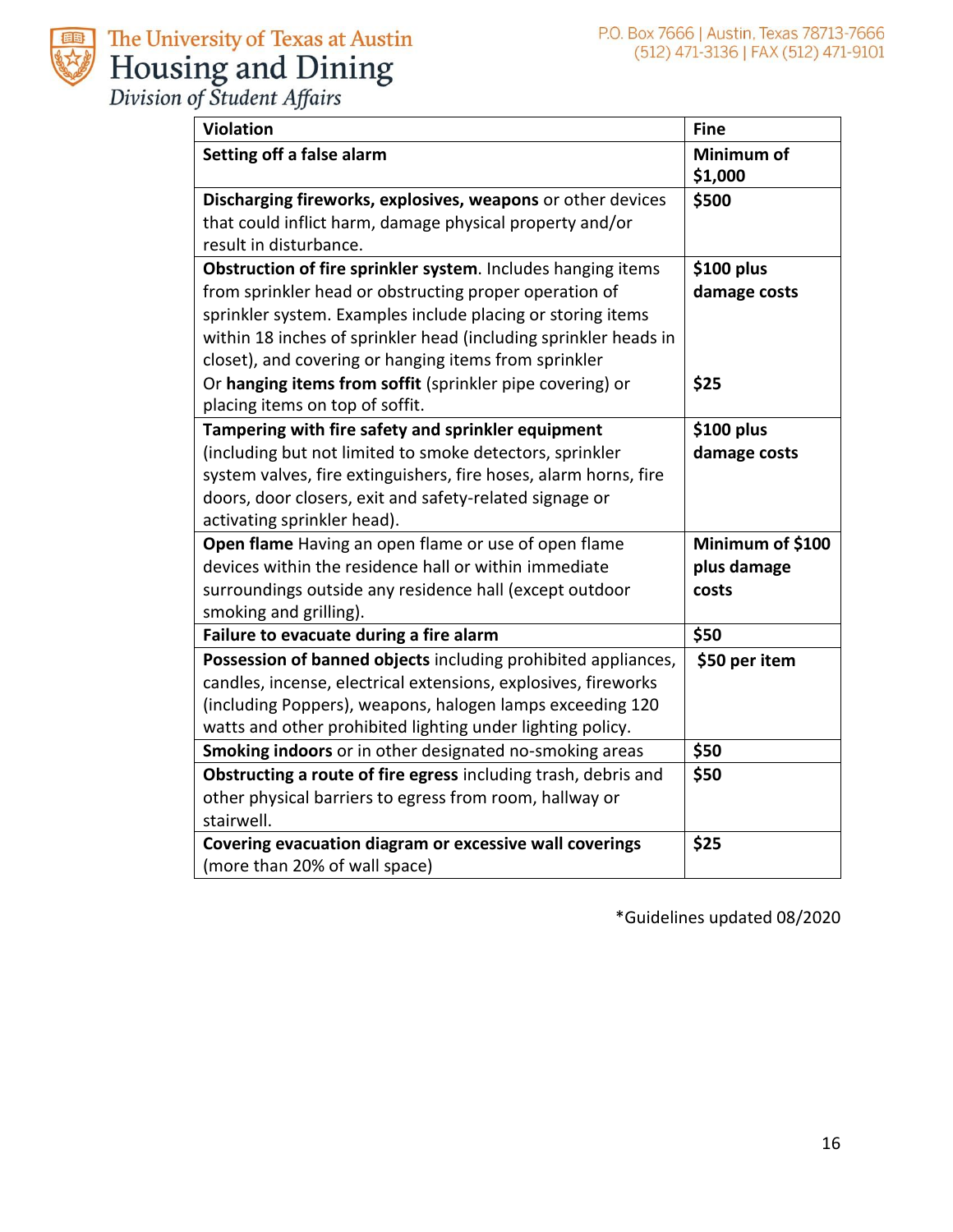| Violation | Fine |
|---|---|
| **Setting off a false alarm** | **Minimum of $1,000** |
| **Discharging fireworks, explosives, weapons** or other devices that could inflict harm, damage physical property and/or result in disturbance. | **$500** |
| **Obstruction of fire sprinkler system**. Includes hanging items from sprinkler head or obstructing proper operation of sprinkler system. Examples include placing or storing items within 18 inches of sprinkler head (including sprinkler heads in closet), and covering or hanging items from sprinkler | **$100 plus damage costs** |
| Or **hanging items from soffit** (sprinkler pipe covering) or placing items on top of soffit. | **$25** |
| **Tampering with fire safety and sprinkler equipment** (including but not limited to smoke detectors, sprinkler system valves, fire extinguishers, fire hoses, alarm horns, fire doors, door closers, exit and safety-related signage or activating sprinkler head). | **$100 plus damage costs** |
| **Open flame** Having an open flame or use of open flame devices within the residence hall or within immediate surroundings outside any residence hall (except outdoor smoking and grilling). | **Minimum of $100 plus damage costs** |
| **Failure to evacuate during a fire alarm** | **$50** |
| **Possession of banned objects** including prohibited appliances, candles, incense, electrical extensions, explosives, fireworks (including Poppers), weapons, halogen lamps exceeding 120 watts and other prohibited lighting under lighting policy. | **$50 per item** |
| **Smoking indoors** or in other designated no-smoking areas | **$50** |
| **Obstructing a route of fire egress** including trash, debris and other physical barriers to egress from room, hallway or stairwell. | **$50** |
| **Covering evacuation diagram or excessive wall coverings** (more than 20% of wall space) | **$25** |

*Guidelines updated 08/2020